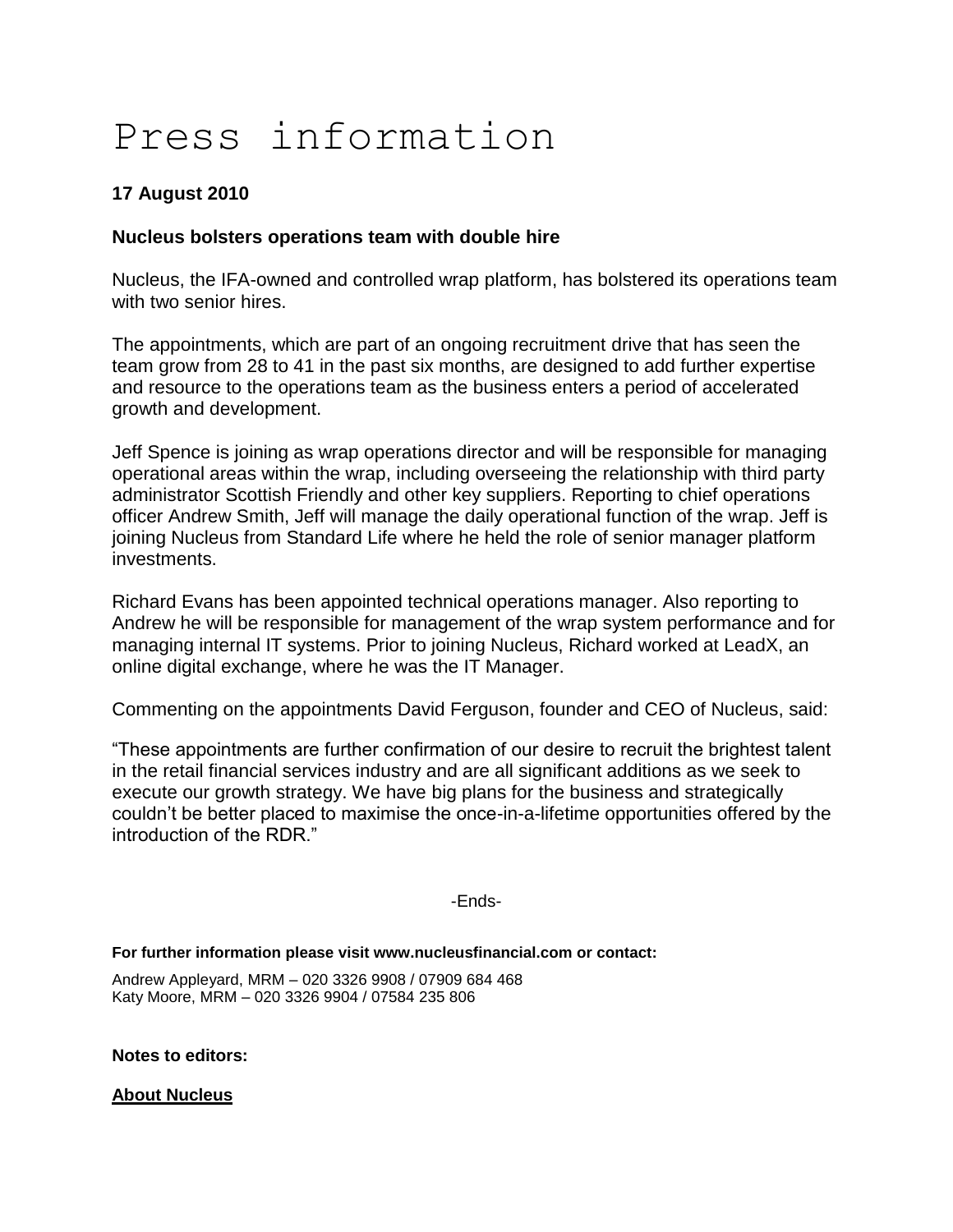# Press information

**17 August 2010**

**Nucleus bolsters operations team with double hire**

Nucleus, the IFA-owned and controlled wrap platform, has bolstered its operations team with two senior hires.

The appointments, which are part of an ongoing recruitment drive that has seen the team grow from 28 to 41 in the past six months, are designed to add further expertise and resource to the operations team as the business enters a period of accelerated growth and development.

Jeff Spence is joining as wrap operations director and will be responsible for managing operational areas within the wrap, including overseeing the relationship with third party administrator Scottish Friendly and other key suppliers. Reporting to chief operations officer Andrew Smith, Jeff will manage the daily operational function of the wrap. Jeff is joining Nucleus from Standard Life where he held the role of senior manager platform investments.

Richard Evans has been appointed technical operations manager. Also reporting to Andrew he will be responsible for management of the wrap system performance and for managing internal IT systems. Prior to joining Nucleus, Richard worked at LeadX, an online digital exchange, where he was the IT Manager.

Commenting on the appointments David Ferguson, founder and CEO of Nucleus, said:

“These appointments are further confirmation of our desire to recruit the brightest talent in the retail financial services industry and are all significant additions as we seek to execute our growth strategy. We have big plans for the business and strategically couldn’t be better placed to maximise the once-in-a-lifetime opportunities offered by the introduction of the RDR.”

-Ends-

**For further information please visit www.nucleusfinancial.com or contact:**

Andrew Appleyard, MRM – 020 3326 9908 / 07909 684 468
Katy Moore, MRM – 020 3326 9904 / 07584 235 806

**Notes to editors:**

**About Nucleus**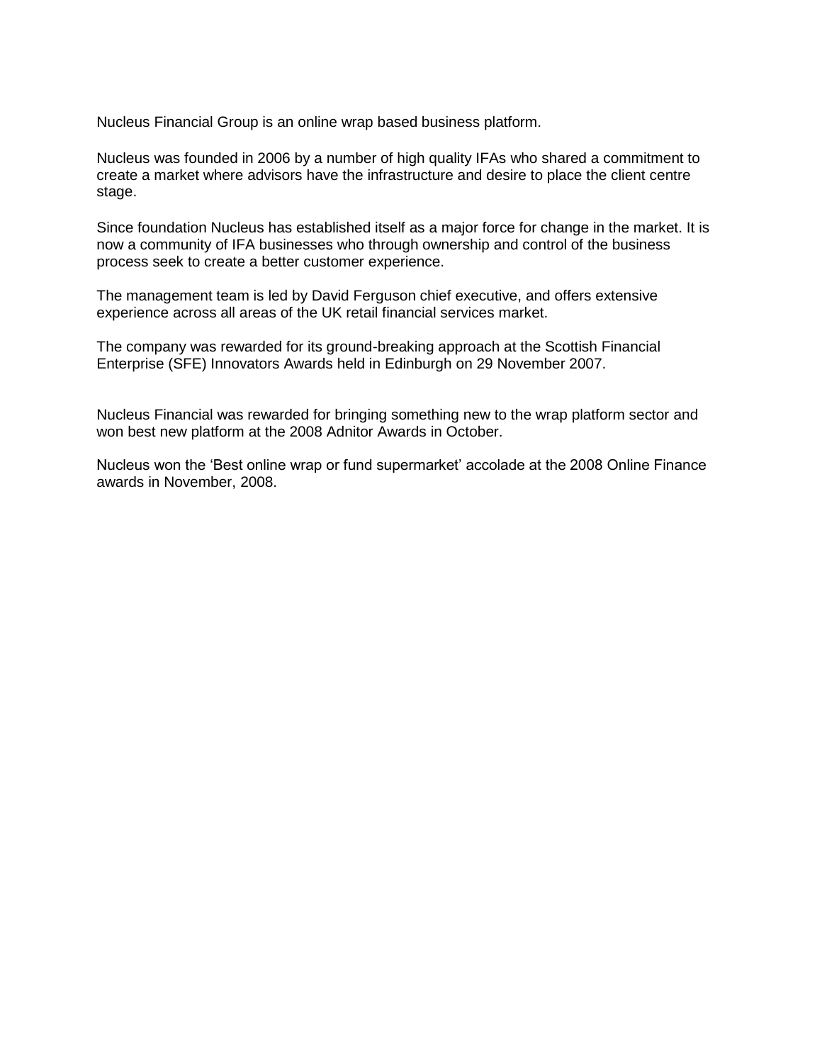Nucleus Financial Group is an online wrap based business platform.

Nucleus was founded in 2006 by a number of high quality IFAs who shared a commitment to create a market where advisors have the infrastructure and desire to place the client centre stage.

Since foundation Nucleus has established itself as a major force for change in the market. It is now a community of IFA businesses who through ownership and control of the business process seek to create a better customer experience.

The management team is led by David Ferguson chief executive, and offers extensive experience across all areas of the UK retail financial services market.

The company was rewarded for its ground-breaking approach at the Scottish Financial Enterprise (SFE) Innovators Awards held in Edinburgh on 29 November 2007.

Nucleus Financial was rewarded for bringing something new to the wrap platform sector and won best new platform at the 2008 Adnitor Awards in October.

Nucleus won the ‘Best online wrap or fund supermarket’ accolade at the 2008 Online Finance awards in November, 2008.